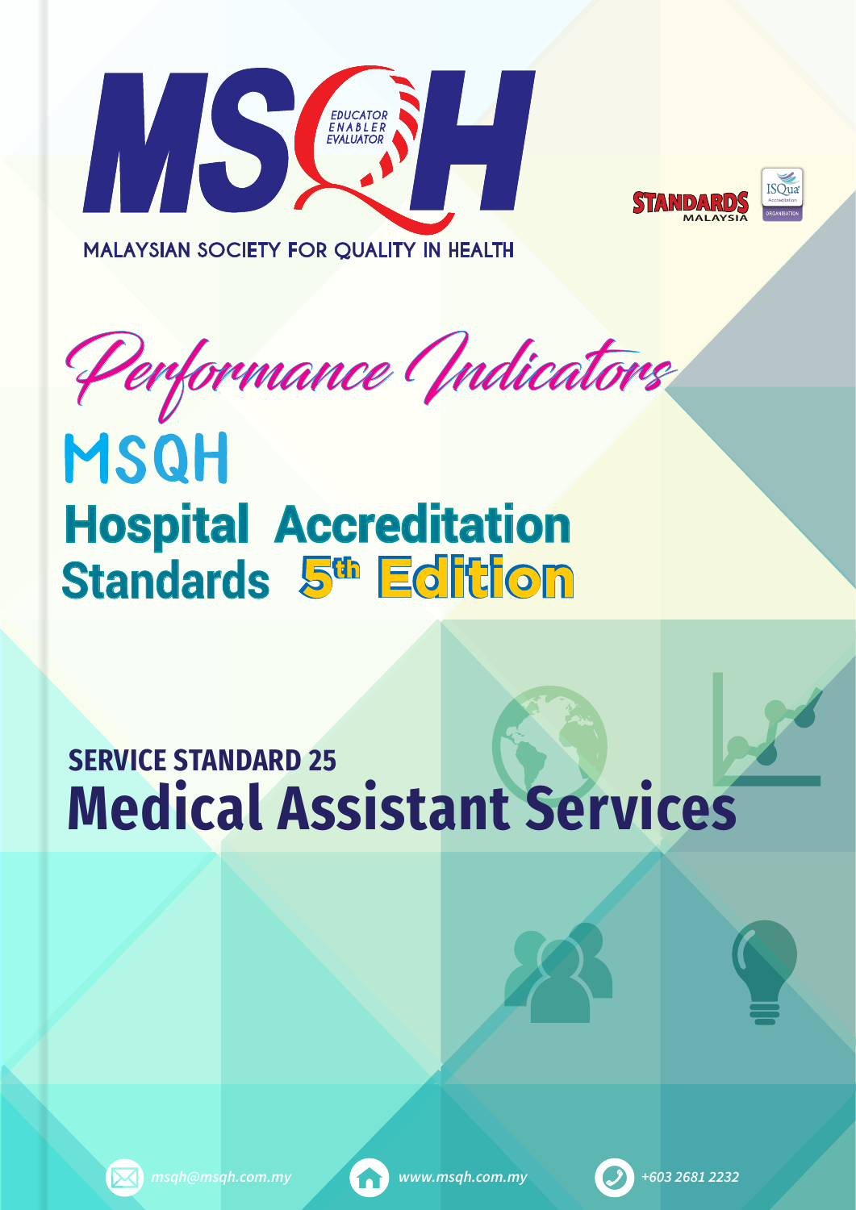# MSQH

EDUCATOR
ENABLER
EVALUATOR

MALAYSIAN SOCIETY FOR QUALITY IN HEALTH

STANDARDS MALAYSIA

ISQua Accreditation ORGANISATION

# Performance Indicators

# MSQH Hospital Accreditation Standards 5th Edition

## SERVICE STANDARD 25

# Medical Assistant Services

msqh@msqh.com.my

www.msqh.com.my

+603 2681 2232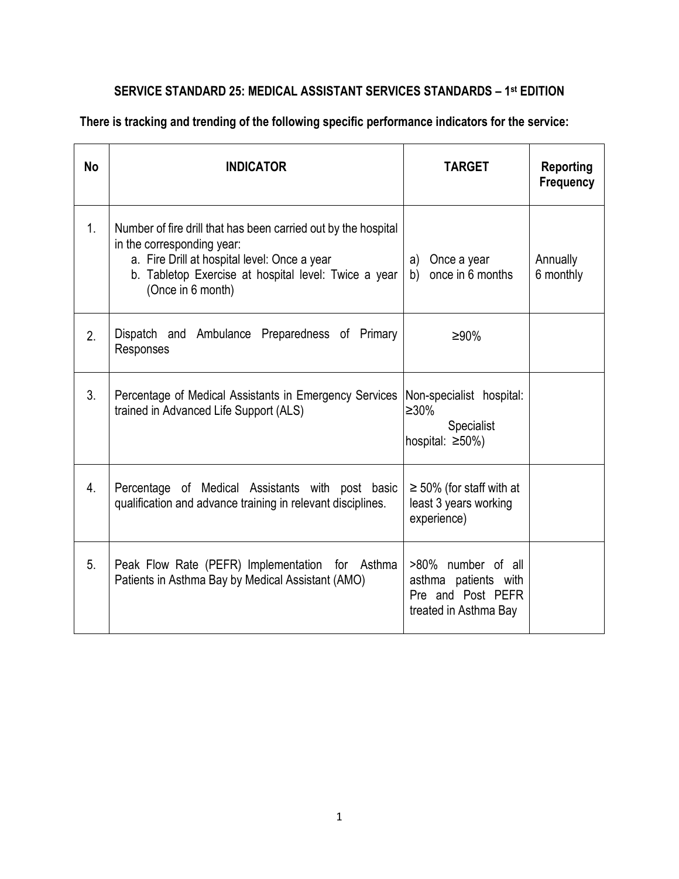## SERVICE STANDARD 25: MEDICAL ASSISTANT SERVICES STANDARDS – 1st EDITION

**There is tracking and trending of the following specific performance indicators for the service:**

| No | INDICATOR | TARGET | Reporting Frequency |
|---|---|---|---|
| 1. | Number of fire drill that has been carried out by the hospital in the corresponding year:<br>a. Fire Drill at hospital level: Once a year<br>b. Tabletop Exercise at hospital level: Twice a year (Once in 6 month) | a) Once a year<br>b) once in 6 months | Annually<br>6 monthly |
| 2. | Dispatch and Ambulance Preparedness of Primary Responses | ≥90% | |
| 3. | Percentage of Medical Assistants in Emergency Services trained in Advanced Life Support (ALS) | Non-specialist hospital: ≥30%<br>Specialist hospital: ≥50%) | |
| 4. | Percentage of Medical Assistants with post basic qualification and advance training in relevant disciplines. | ≥ 50% (for staff with at least 3 years working experience) | |
| 5. | Peak Flow Rate (PEFR) Implementation for Asthma Patients in Asthma Bay by Medical Assistant (AMO) | >80% number of all asthma patients with Pre and Post PEFR treated in Asthma Bay | |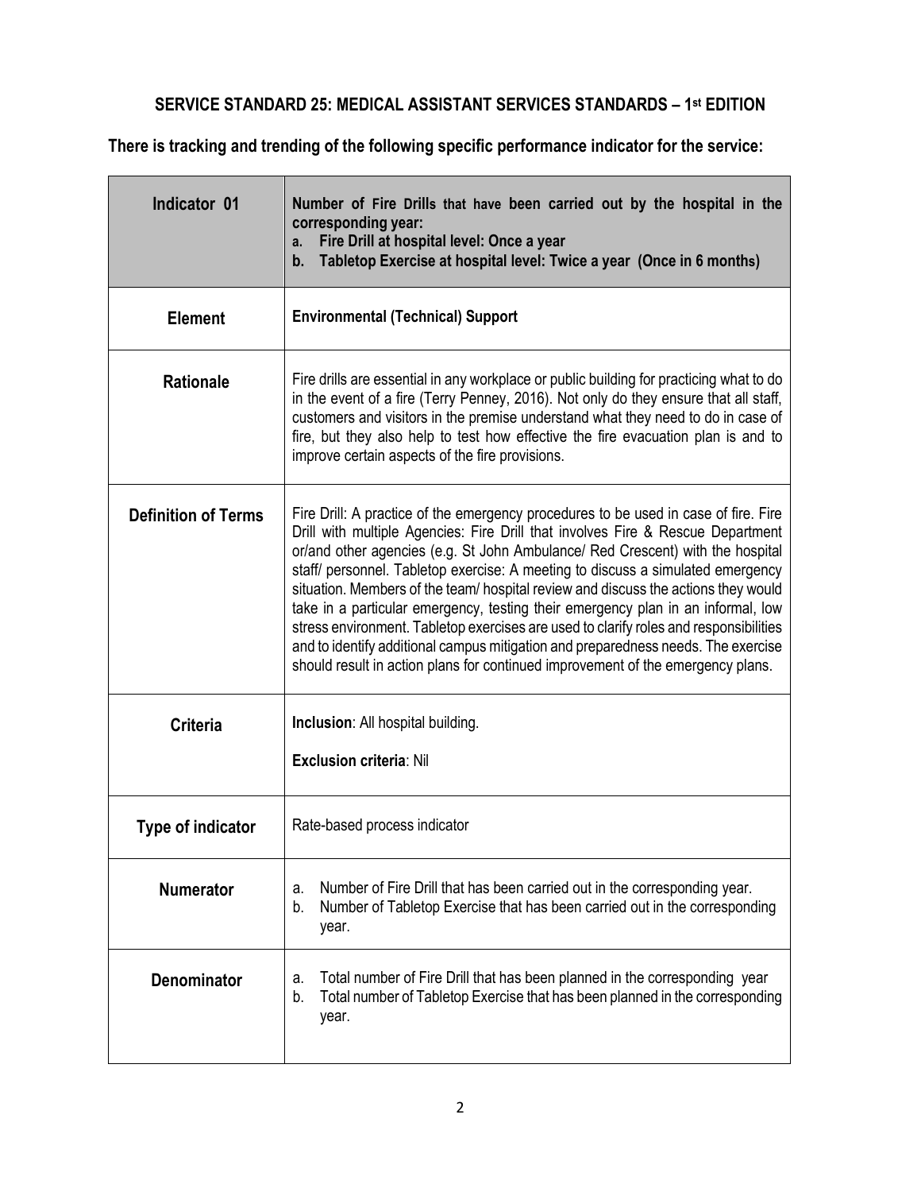## SERVICE STANDARD 25: MEDICAL ASSISTANT SERVICES STANDARDS – 1st EDITION

**There is tracking and trending of the following specific performance indicator for the service:**

| **Indicator 01** | **Number of Fire Drills that have been carried out by the hospital in the corresponding year:**<br>**a. Fire Drill at hospital level: Once a year**<br>**b. Tabletop Exercise at hospital level: Twice a year (Once in 6 months)** |
|---|---|
| **Element** | **Environmental (Technical) Support** |
| **Rationale** | Fire drills are essential in any workplace or public building for practicing what to do in the event of a fire (Terry Penney, 2016). Not only do they ensure that all staff, customers and visitors in the premise understand what they need to do in case of fire, but they also help to test how effective the fire evacuation plan is and to improve certain aspects of the fire provisions. |
| **Definition of Terms** | Fire Drill: A practice of the emergency procedures to be used in case of fire. Fire Drill with multiple Agencies: Fire Drill that involves Fire & Rescue Department or/and other agencies (e.g. St John Ambulance/ Red Crescent) with the hospital staff/ personnel. Tabletop exercise: A meeting to discuss a simulated emergency situation. Members of the team/ hospital review and discuss the actions they would take in a particular emergency, testing their emergency plan in an informal, low stress environment. Tabletop exercises are used to clarify roles and responsibilities and to identify additional campus mitigation and preparedness needs. The exercise should result in action plans for continued improvement of the emergency plans. |
| **Criteria** | **Inclusion**: All hospital building.<br><br>**Exclusion criteria**: Nil |
| **Type of indicator** | Rate-based process indicator |
| **Numerator** | a. Number of Fire Drill that has been carried out in the corresponding year.<br>b. Number of Tabletop Exercise that has been carried out in the corresponding year. |
| **Denominator** | a. Total number of Fire Drill that has been planned in the corresponding year<br>b. Total number of Tabletop Exercise that has been planned in the corresponding year. |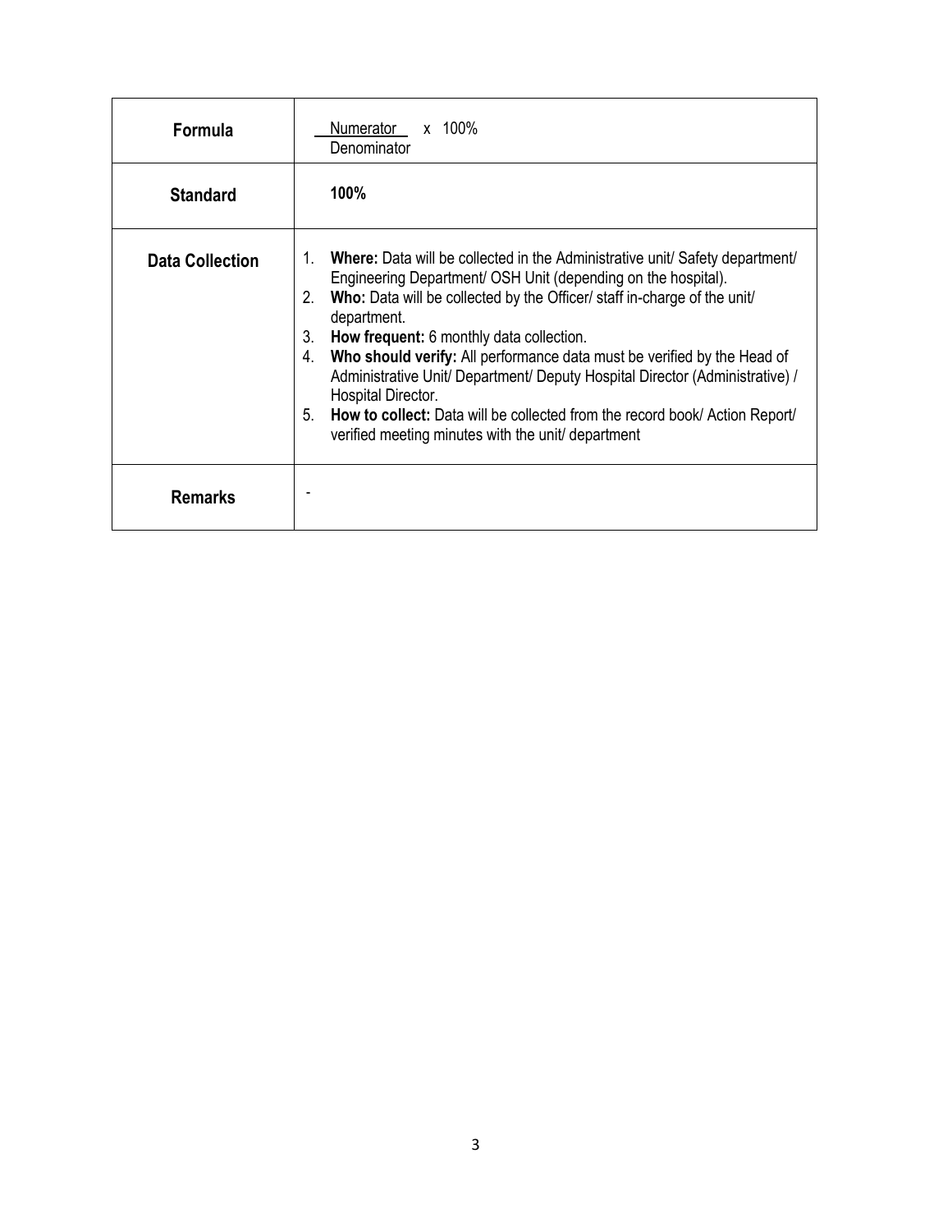| | |
|---|---|
| **Formula** | $\frac{\text{Numerator}}{\text{Denominator}} \times 100\%$ |
| **Standard** | **100%** |
| **Data Collection** | 1. **Where:** Data will be collected in the Administrative unit/ Safety department/ Engineering Department/ OSH Unit (depending on the hospital).<br>2. **Who:** Data will be collected by the Officer/ staff in-charge of the unit/ department.<br>3. **How frequent:** 6 monthly data collection.<br>4. **Who should verify:** All performance data must be verified by the Head of Administrative Unit/ Department/ Deputy Hospital Director (Administrative) / Hospital Director.<br>5. **How to collect:** Data will be collected from the record book/ Action Report/ verified meeting minutes with the unit/ department |
| **Remarks** | - |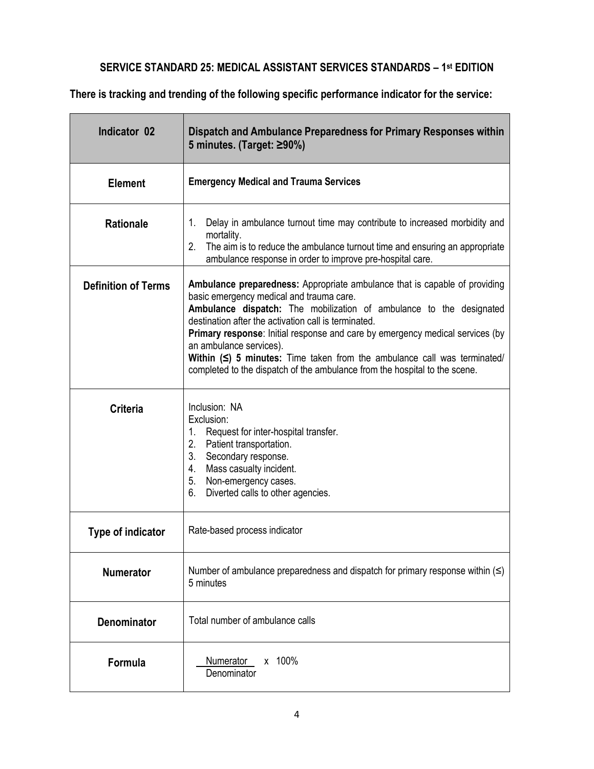## SERVICE STANDARD 25: MEDICAL ASSISTANT SERVICES STANDARDS – 1st EDITION

**There is tracking and trending of the following specific performance indicator for the service:**

| **Indicator 02** | **Dispatch and Ambulance Preparedness for Primary Responses within 5 minutes. (Target: ≥90%)** |
|---|---|
| **Element** | **Emergency Medical and Trauma Services** |
| **Rationale** | 1. Delay in ambulance turnout time may contribute to increased morbidity and mortality.<br>2. The aim is to reduce the ambulance turnout time and ensuring an appropriate ambulance response in order to improve pre-hospital care. |
| **Definition of Terms** | **Ambulance preparedness:** Appropriate ambulance that is capable of providing basic emergency medical and trauma care.<br>**Ambulance dispatch:** The mobilization of ambulance to the designated destination after the activation call is terminated.<br>**Primary response**: Initial response and care by emergency medical services (by an ambulance services).<br>**Within (≤) 5 minutes:** Time taken from the ambulance call was terminated/ completed to the dispatch of the ambulance from the hospital to the scene. |
| **Criteria** | Inclusion: NA<br>Exclusion:<br>1. Request for inter-hospital transfer.<br>2. Patient transportation.<br>3. Secondary response.<br>4. Mass casualty incident.<br>5. Non-emergency cases.<br>6. Diverted calls to other agencies. |
| **Type of indicator** | Rate-based process indicator |
| **Numerator** | Number of ambulance preparedness and dispatch for primary response within (≤) 5 minutes |
| **Denominator** | Total number of ambulance calls |
| **Formula** | $\frac{\text{Numerator}}{\text{Denominator}} \times 100\%$ |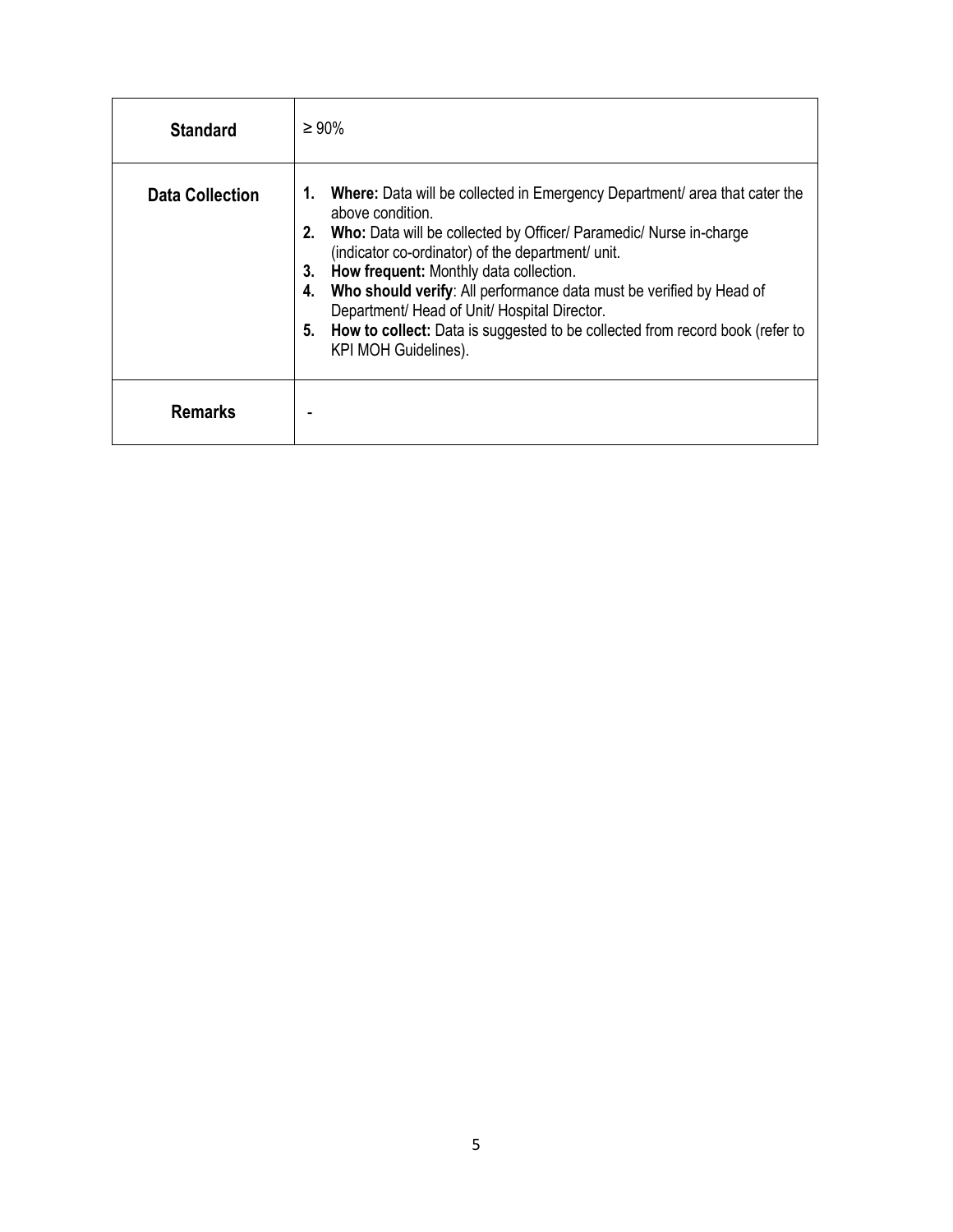| | |
|---|---|
| **Standard** | ≥ 90% |
| **Data Collection** | 1. **Where:** Data will be collected in Emergency Department/ area that cater the above condition.<br>2. **Who:** Data will be collected by Officer/ Paramedic/ Nurse in-charge (indicator co-ordinator) of the department/ unit.<br>3. **How frequent:** Monthly data collection.<br>4. **Who should verify**: All performance data must be verified by Head of Department/ Head of Unit/ Hospital Director.<br>5. **How to collect:** Data is suggested to be collected from record book (refer to KPI MOH Guidelines). |
| **Remarks** | - |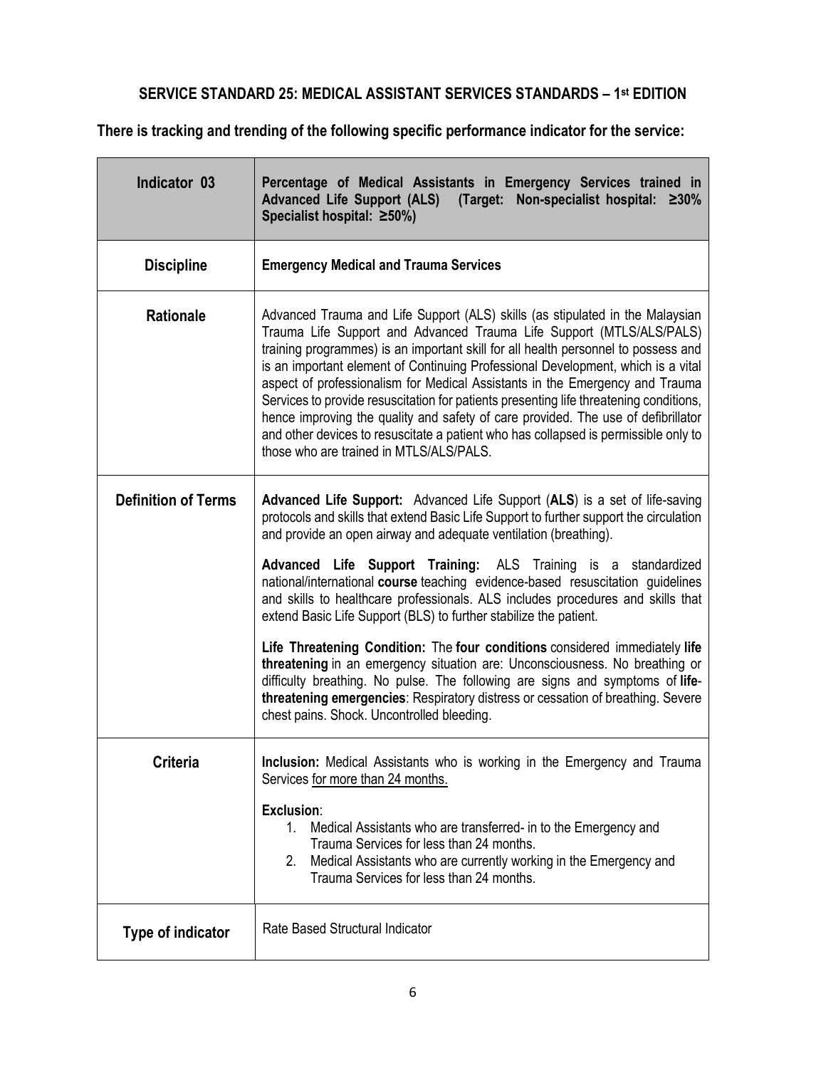## SERVICE STANDARD 25: MEDICAL ASSISTANT SERVICES STANDARDS – 1st EDITION

**There is tracking and trending of the following specific performance indicator for the service:**

| **Indicator 03** | **Percentage of Medical Assistants in Emergency Services trained in Advanced Life Support (ALS) (Target: Non-specialist hospital: ≥30% Specialist hospital: ≥50%)** |
|---|---|
| **Discipline** | **Emergency Medical and Trauma Services** |
| **Rationale** | Advanced Trauma and Life Support (ALS) skills (as stipulated in the Malaysian Trauma Life Support and Advanced Trauma Life Support (MTLS/ALS/PALS) training programmes) is an important skill for all health personnel to possess and is an important element of Continuing Professional Development, which is a vital aspect of professionalism for Medical Assistants in the Emergency and Trauma Services to provide resuscitation for patients presenting life threatening conditions, hence improving the quality and safety of care provided. The use of defibrillator and other devices to resuscitate a patient who has collapsed is permissible only to those who are trained in MTLS/ALS/PALS. |
| **Definition of Terms** | **Advanced Life Support:** Advanced Life Support (**ALS**) is a set of life-saving protocols and skills that extend Basic Life Support to further support the circulation and provide an open airway and adequate ventilation (breathing).<br><br>**Advanced Life Support Training:** ALS Training is a standardized national/international **course** teaching evidence-based resuscitation guidelines and skills to healthcare professionals. ALS includes procedures and skills that extend Basic Life Support (BLS) to further stabilize the patient.<br><br>**Life Threatening Condition:** The **four conditions** considered immediately **life threatening** in an emergency situation are: Unconsciousness. No breathing or difficulty breathing. No pulse. The following are signs and symptoms of **life-threatening emergencies**: Respiratory distress or cessation of breathing. Severe chest pains. Shock. Uncontrolled bleeding. |
| **Criteria** | **Inclusion:** Medical Assistants who is working in the Emergency and Trauma Services <u>for more than 24 months.</u><br><br>**Exclusion**:<br>1. Medical Assistants who are transferred- in to the Emergency and Trauma Services for less than 24 months.<br>2. Medical Assistants who are currently working in the Emergency and Trauma Services for less than 24 months. |
| **Type of indicator** | Rate Based Structural Indicator |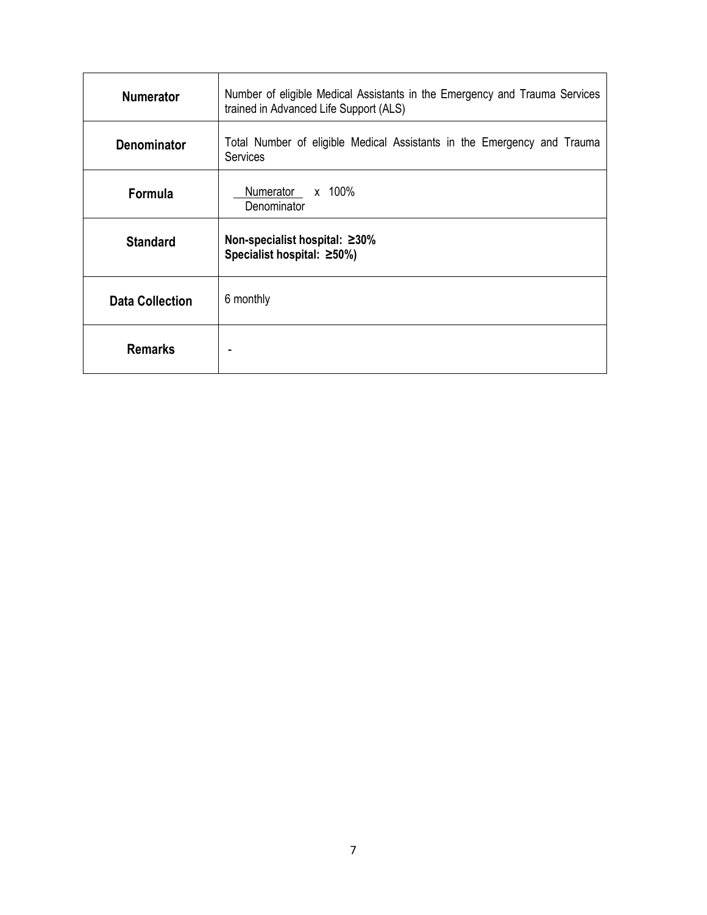| | |
|---|---|
| **Numerator** | Number of eligible Medical Assistants in the Emergency and Trauma Services trained in Advanced Life Support (ALS) |
| **Denominator** | Total Number of eligible Medical Assistants in the Emergency and Trauma Services |
| **Formula** | $\frac{\text{Numerator}}{\text{Denominator}} \times 100\%$ |
| **Standard** | **Non-specialist hospital: ≥30%**<br>**Specialist hospital: ≥50%)** |
| **Data Collection** | 6 monthly |
| **Remarks** | - |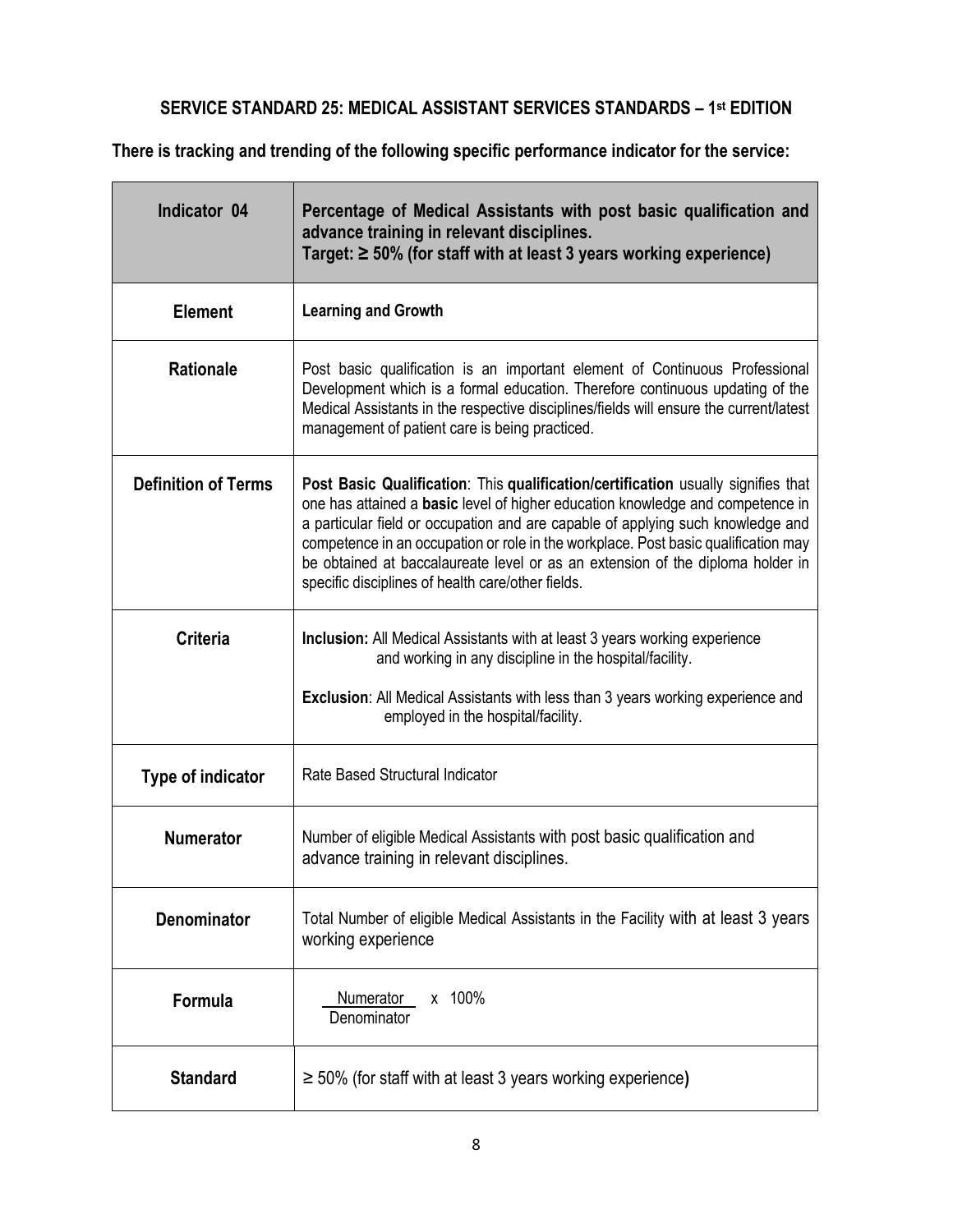## SERVICE STANDARD 25: MEDICAL ASSISTANT SERVICES STANDARDS – 1st EDITION

**There is tracking and trending of the following specific performance indicator for the service:**

| **Indicator 04** | **Percentage of Medical Assistants with post basic qualification and advance training in relevant disciplines.**<br>**Target: ≥ 50% (for staff with at least 3 years working experience)** |
|---|---|
| **Element** | **Learning and Growth** |
| **Rationale** | Post basic qualification is an important element of Continuous Professional Development which is a formal education. Therefore continuous updating of the Medical Assistants in the respective disciplines/fields will ensure the current/latest management of patient care is being practiced. |
| **Definition of Terms** | **Post Basic Qualification**: This **qualification/certification** usually signifies that one has attained a **basic** level of higher education knowledge and competence in a particular field or occupation and are capable of applying such knowledge and competence in an occupation or role in the workplace. Post basic qualification may be obtained at baccalaureate level or as an extension of the diploma holder in specific disciplines of health care/other fields. |
| **Criteria** | **Inclusion:** All Medical Assistants with at least 3 years working experience and working in any discipline in the hospital/facility.<br>**Exclusion**: All Medical Assistants with less than 3 years working experience and employed in the hospital/facility. |
| **Type of indicator** | Rate Based Structural Indicator |
| **Numerator** | Number of eligible Medical Assistants with post basic qualification and advance training in relevant disciplines. |
| **Denominator** | Total Number of eligible Medical Assistants in the Facility with at least 3 years working experience |
| **Formula** | $\frac{\text{Numerator}}{\text{Denominator}} \times 100\%$ |
| **Standard** | ≥ 50% (for staff with at least 3 years working experience) |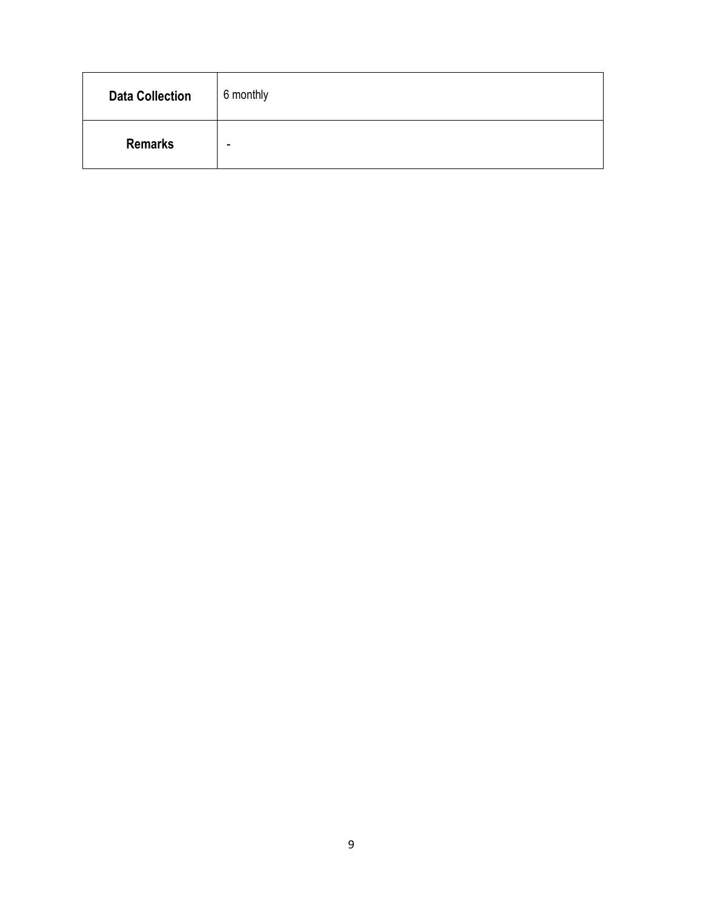| **Data Collection** | 6 monthly |
|---|---|
| **Remarks** | - |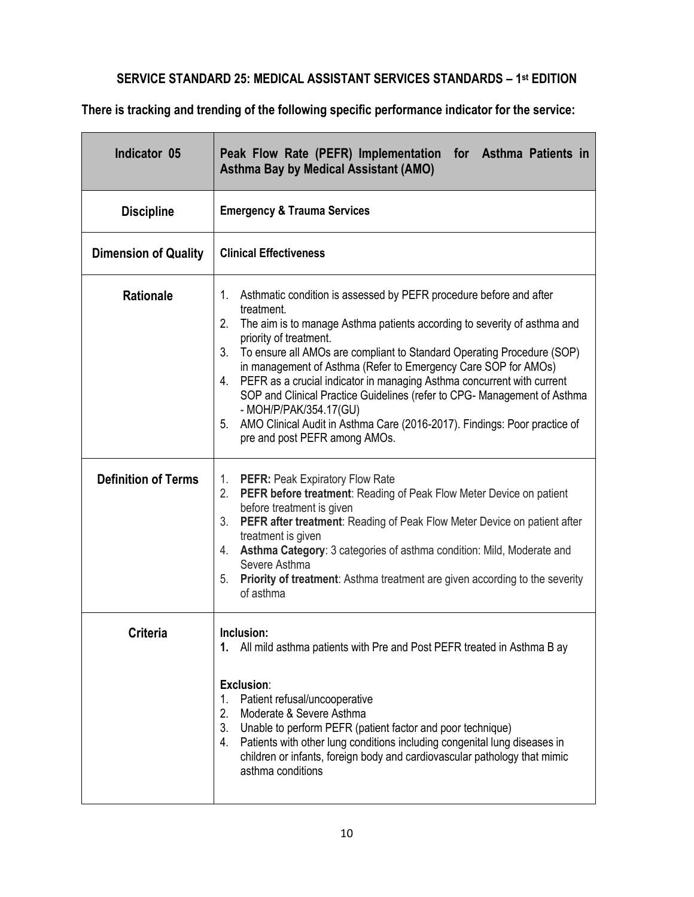## SERVICE STANDARD 25: MEDICAL ASSISTANT SERVICES STANDARDS – 1st EDITION

**There is tracking and trending of the following specific performance indicator for the service:**

| **Indicator 05** | **Peak Flow Rate (PEFR) Implementation for Asthma Patients in Asthma Bay by Medical Assistant (AMO)** |
|---|---|
| **Discipline** | **Emergency & Trauma Services** |
| **Dimension of Quality** | **Clinical Effectiveness** |
| **Rationale** | 1. Asthmatic condition is assessed by PEFR procedure before and after treatment.<br>2. The aim is to manage Asthma patients according to severity of asthma and priority of treatment.<br>3. To ensure all AMOs are compliant to Standard Operating Procedure (SOP) in management of Asthma (Refer to Emergency Care SOP for AMOs)<br>4. PEFR as a crucial indicator in managing Asthma concurrent with current SOP and Clinical Practice Guidelines (refer to CPG- Management of Asthma - MOH/P/PAK/354.17(GU)<br>5. AMO Clinical Audit in Asthma Care (2016-2017). Findings: Poor practice of pre and post PEFR among AMOs. |
| **Definition of Terms** | 1. **PEFR:** Peak Expiratory Flow Rate<br>2. **PEFR before treatment**: Reading of Peak Flow Meter Device on patient before treatment is given<br>3. **PEFR after treatment**: Reading of Peak Flow Meter Device on patient after treatment is given<br>4. **Asthma Category**: 3 categories of asthma condition: Mild, Moderate and Severe Asthma<br>5. **Priority of treatment**: Asthma treatment are given according to the severity of asthma |
| **Criteria** | **Inclusion:**<br>**1.** All mild asthma patients with Pre and Post PEFR treated in Asthma B ay<br><br>**Exclusion**:<br>1. Patient refusal/uncooperative<br>2. Moderate & Severe Asthma<br>3. Unable to perform PEFR (patient factor and poor technique)<br>4. Patients with other lung conditions including congenital lung diseases in children or infants, foreign body and cardiovascular pathology that mimic asthma conditions |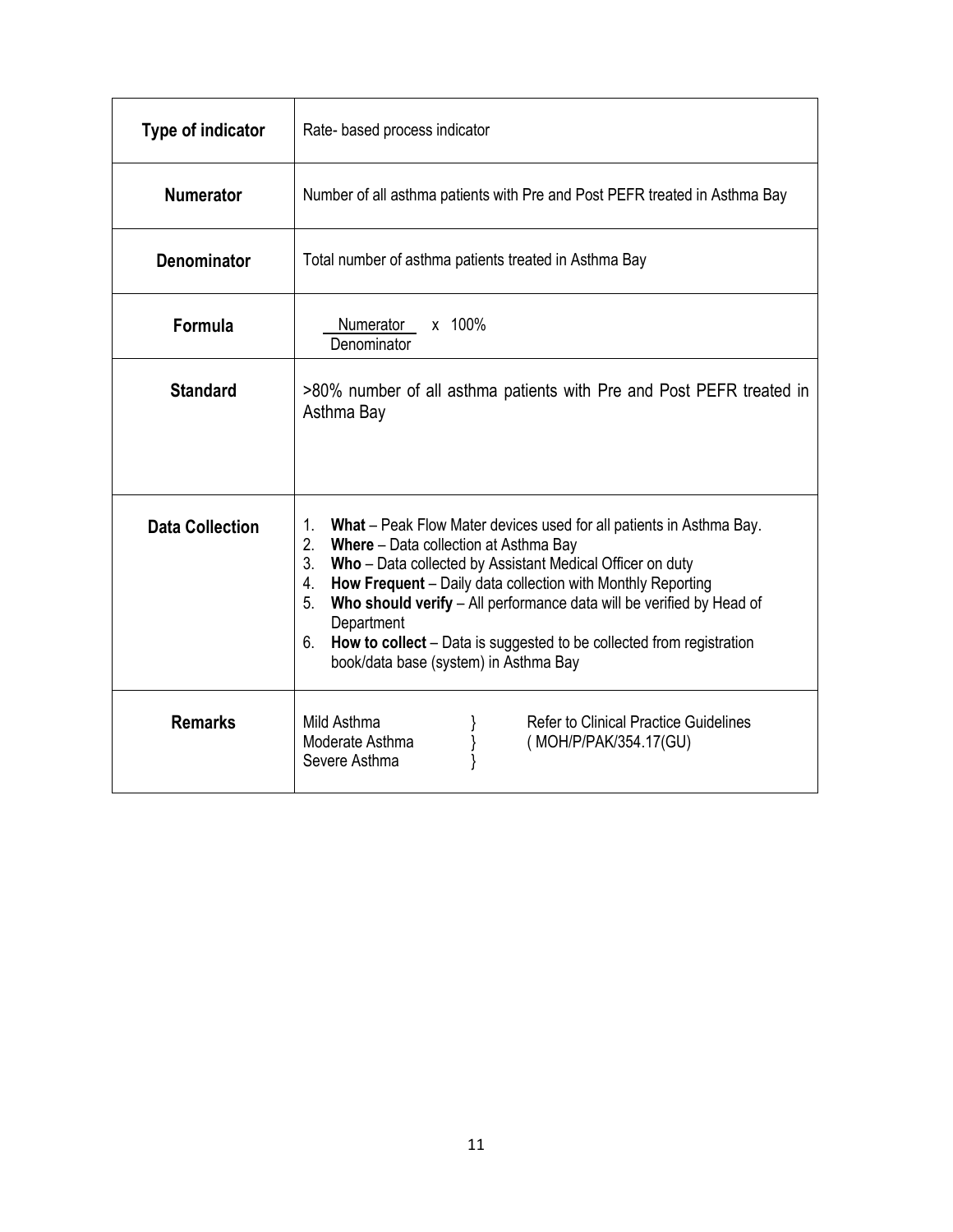| Type of indicator | Rate- based process indicator |
|---|---|
| **Numerator** | Number of all asthma patients with Pre and Post PEFR treated in Asthma Bay |
| **Denominator** | Total number of asthma patients treated in Asthma Bay |
| **Formula** | $\frac{\text{Numerator}}{\text{Denominator}} \times 100\%$ |
| **Standard** | >80% number of all asthma patients with Pre and Post PEFR treated in Asthma Bay |
| **Data Collection** | 1. **What** – Peak Flow Mater devices used for all patients in Asthma Bay.<br>2. **Where** – Data collection at Asthma Bay<br>3. **Who** – Data collected by Assistant Medical Officer on duty<br>4. **How Frequent** – Daily data collection with Monthly Reporting<br>5. **Who should verify** – All performance data will be verified by Head of Department<br>6. **How to collect** – Data is suggested to be collected from registration book/data base (system) in Asthma Bay |
| **Remarks** | Mild Asthma }<br>Moderate Asthma } Refer to Clinical Practice Guidelines ( MOH/P/PAK/354.17(GU)<br>Severe Asthma } |